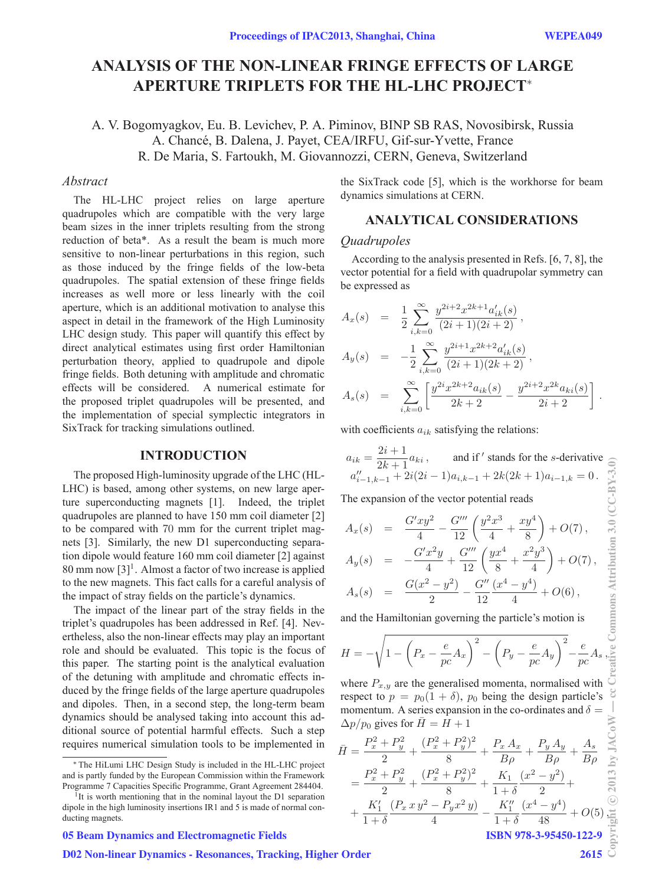# ANALYSIS OF THE NON-LINEAR FRINGE EFFECTS OF LARGE APERTURE TRIPLETS FOR THE HL-LHC PROJECT*

A. V. Bogomyagkov, Eu. B. Levichev, P. A. Piminov, BINP SB RAS, Novosibirsk, Russia
A. Chancé, B. Dalena, J. Payet, CEA/IRFU, Gif-sur-Yvette, France
R. De Maria, S. Fartoukh, M. Giovannozzi, CERN, Geneva, Switzerland

## *Abstract*

The HL-LHC project relies on large aperture quadrupoles which are compatible with the very large beam sizes in the inner triplets resulting from the strong reduction of beta*. As a result the beam is much more sensitive to non-linear perturbations in this region, such as those induced by the fringe fields of the low-beta quadrupoles. The spatial extension of these fringe fields increases as well more or less linearly with the coil aperture, which is an additional motivation to analyse this aspect in detail in the framework of the High Luminosity LHC design study. This paper will quantify this effect by direct analytical estimates using first order Hamiltonian perturbation theory, applied to quadrupole and dipole fringe fields. Both detuning with amplitude and chromatic effects will be considered. A numerical estimate for the proposed triplet quadrupoles will be presented, and the implementation of special symplectic integrators in SixTrack for tracking simulations outlined.

## INTRODUCTION

The proposed High-luminosity upgrade of the LHC (HL-LHC) is based, among other systems, on new large aperture superconducting magnets [1]. Indeed, the triplet quadrupoles are planned to have 150 mm coil diameter [2] to be compared with 70 mm for the current triplet magnets [3]. Similarly, the new D1 superconducting separation dipole would feature 160 mm coil diameter [2] against 80 mm now [3][1]. Almost a factor of two increase is applied to the new magnets. This fact calls for a careful analysis of the impact of stray fields on the particle's dynamics.

The impact of the linear part of the stray fields in the triplet's quadrupoles has been addressed in Ref. [4]. Nevertheless, also the non-linear effects may play an important role and should be evaluated. This topic is the focus of this paper. The starting point is the analytical evaluation of the detuning with amplitude and chromatic effects induced by the fringe fields of the large aperture quadrupoles and dipoles. Then, in a second step, the long-term beam dynamics should be analysed taking into account this additional source of potential harmful effects. Such a step requires numerical simulation tools to be implemented in the SixTrack code [5], which is the workhorse for beam dynamics simulations at CERN.

* The HiLumi LHC Design Study is included in the HL-LHC project and is partly funded by the European Commission within the Framework Programme 7 Capacities Specific Programme, Grant Agreement 284404.

[1] It is worth mentioning that in the nominal layout the D1 separation dipole in the high luminosity insertions IR1 and 5 is made of normal conducting magnets.

## ANALYTICAL CONSIDERATIONS

### *Quadrupoles*

According to the analysis presented in Refs. [6, 7, 8], the vector potential for a field with quadrupolar symmetry can be expressed as

$$
\begin{aligned}
A_x(s) &= \frac{1}{2}\sum_{i,k=0}^{\infty}\frac{y^{2i+2}x^{2k+1}a'_{ik}(s)}{(2i+1)(2i+2)}\,, \\
A_y(s) &= -\frac{1}{2}\sum_{i,k=0}^{\infty}\frac{y^{2i+1}x^{2k+2}a'_{ik}(s)}{(2i+1)(2k+2)}\,, \\
A_s(s) &= \sum_{i,k=0}^{\infty}\left[\frac{y^{2i}x^{2k+2}a_{ik}(s)}{2k+2}-\frac{y^{2i+2}x^{2k}a_{ki}(s)}{2i+2}\right].
\end{aligned}
$$

with coefficients $a_{ik}$ satisfying the relations:

$$
a_{ik} = \frac{2i+1}{2k+1}a_{ki}\,, \qquad \text{and if } ' \text{ stands for the } s\text{-derivative}
$$
$$
a''_{i-1,k-1} + 2i(2i-1)a_{i,k-1} + 2k(2k+1)a_{i-1,k} = 0\,.
$$

The expansion of the vector potential reads

$$
\begin{aligned}
A_x(s) &= \frac{G'xy^2}{4} - \frac{G'''}{12}\left(\frac{y^2x^3}{4}+\frac{xy^4}{8}\right) + O(7)\,, \\
A_y(s) &= -\frac{G'x^2y}{4} + \frac{G'''}{12}\left(\frac{yx^4}{8}+\frac{x^2y^3}{4}\right) + O(7)\,, \\
A_s(s) &= \frac{G(x^2-y^2)}{2} - \frac{G''}{12}\frac{(x^4-y^4)}{4} + O(6)\,,
\end{aligned}
$$

and the Hamiltonian governing the particle's motion is

$$
H = -\sqrt{1-\left(P_x-\frac{e}{pc}A_x\right)^2-\left(P_y-\frac{e}{pc}A_y\right)^2} - \frac{e}{pc}A_s\,,
$$

where $P_{x,y}$ are the generalised momenta, normalised with respect to $p = p_0(1+\delta)$, $p_0$ being the design particle's momentum. A series expansion in the co-ordinates and $\delta = \Delta p/p_0$ gives for $\bar{H} = H+1$

$$
\begin{aligned}
\bar{H} &= \frac{P_x^2+P_y^2}{2} + \frac{(P_x^2+P_y^2)^2}{8} + \frac{P_x A_x}{B\rho} + \frac{P_y A_y}{B\rho} + \frac{A_s}{B\rho} \\
&= \frac{P_x^2+P_y^2}{2} + \frac{(P_x^2+P_y^2)^2}{8} + \frac{K_1}{1+\delta}\frac{(x^2-y^2)}{2} + \\
&+ \frac{K_1'}{1+\delta}\frac{(P_x\,x\,y^2 - P_y x^2\,y)}{4} - \frac{K_1''}{1+\delta}\frac{(x^4-y^4)}{48} + O(5)\,,
\end{aligned}
$$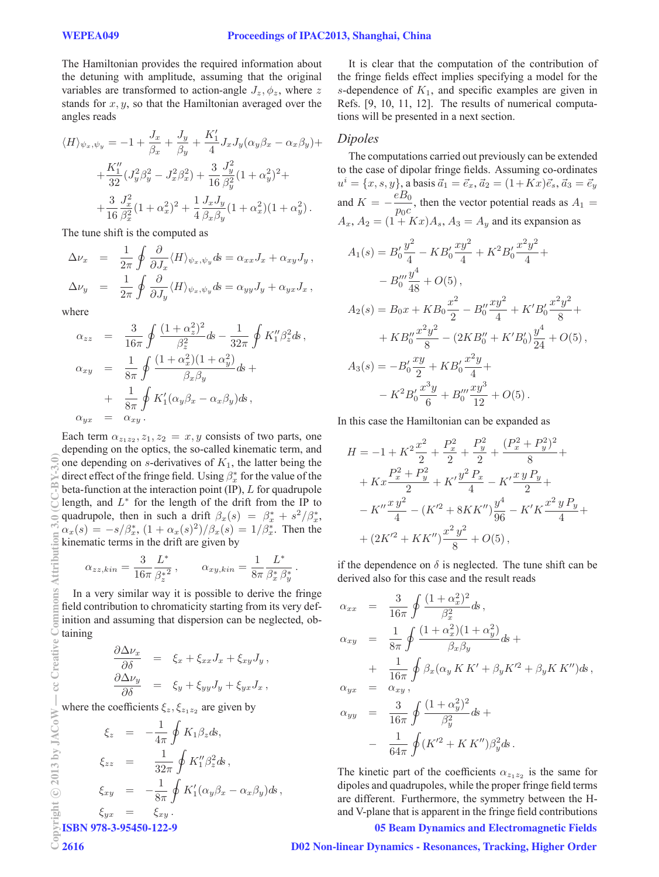The Hamiltonian provides the required information about the detuning with amplitude, assuming that the original variables are transformed to action-angle $J_z, \phi_z$, where $z$ stands for $x, y$, so that the Hamiltonian averaged over the angles reads

$$
\begin{aligned}
\langle H \rangle_{\psi_x,\psi_y} = & -1 + \frac{J_x}{\beta_x} + \frac{J_y}{\beta_y} + \frac{K_1'}{4} J_x J_y (\alpha_y \beta_x - \alpha_x \beta_y) + \\
& + \frac{K_1''}{32}(J_y^2 \beta_y^2 - J_x^2 \beta_x^2) + \frac{3}{16}\frac{J_y^2}{\beta_y^2}(1+\alpha_y^2)^2 + \\
& + \frac{3}{16}\frac{J_x^2}{\beta_x^2}(1+\alpha_x^2)^2 + \frac{1}{4}\frac{J_x J_y}{\beta_x \beta_y}(1+\alpha_x^2)(1+\alpha_y^2) \, .
\end{aligned}
$$

The tune shift is the computed as

$$
\begin{aligned}
\Delta\nu_x &= \frac{1}{2\pi}\oint \frac{\partial}{\partial J_x}\langle H \rangle_{\psi_x,\psi_y} ds = \alpha_{xx} J_x + \alpha_{xy} J_y \, , \\
\Delta\nu_y &= \frac{1}{2\pi}\oint \frac{\partial}{\partial J_y}\langle H \rangle_{\psi_x,\psi_y} ds = \alpha_{yy} J_y + \alpha_{yx} J_x \, ,
\end{aligned}
$$

where

$$
\begin{aligned}
\alpha_{zz} &= \frac{3}{16\pi}\oint \frac{(1+\alpha_z^2)^2}{\beta_z^2} ds - \frac{1}{32\pi}\oint K_1'' \beta_z^2 ds \, , \\
\alpha_{xy} &= \frac{1}{8\pi}\oint \frac{(1+\alpha_x^2)(1+\alpha_y^2)}{\beta_x \beta_y} ds + \\
&+ \frac{1}{8\pi}\oint K_1'(\alpha_y \beta_x - \alpha_x \beta_y) ds \, , \\
\alpha_{yx} &= \alpha_{xy} \, .
\end{aligned}
$$

Each term $\alpha_{z_1 z_2}, z_1, z_2 = x, y$ consists of two parts, one depending on the optics, the so-called kinematic term, and one depending on $s$-derivatives of $K_1$, the latter being the direct effect of the fringe field. Using $\beta_x^*$ for the value of the beta-function at the interaction point (IP), $L$ for quadrupole length, and $L^*$ for the length of the drift from the IP to quadrupole, then in such a drift $\beta_x(s) = \beta_x^* + s^2/\beta_x^*$, $\alpha_x(s) = -s/\beta_x^*$, $(1+\alpha_x(s)^2)/\beta_x(s) = 1/\beta_x^*$. Then the kinematic terms in the drift are given by

$$
\alpha_{zz,kin} = \frac{3}{16\pi}\frac{L^*}{{\beta_z^*}^2} \, , \qquad \alpha_{xy,kin} = \frac{1}{8\pi}\frac{L^*}{\beta_x^* \beta_y^*} \, .
$$

In a very similar way it is possible to derive the fringe field contribution to chromaticity starting from its very definition and assuming that dispersion can be neglected, obtaining

$$
\begin{aligned}
\frac{\partial \Delta\nu_x}{\partial \delta} &= \xi_x + \xi_{xx} J_x + \xi_{xy} J_y \, , \\
\frac{\partial \Delta\nu_y}{\partial \delta} &= \xi_y + \xi_{yy} J_y + \xi_{yx} J_x \, ,
\end{aligned}
$$

where the coefficients $\xi_z, \xi_{z_1 z_2}$ are given by

$$
\begin{aligned}
\xi_z &= -\frac{1}{4\pi}\oint K_1 \beta_z ds, \\
\xi_{zz} &= \frac{1}{32\pi}\oint K_1'' \beta_z^2 ds \, , \\
\xi_{xy} &= -\frac{1}{8\pi}\oint K_1'(\alpha_y \beta_x - \alpha_x \beta_y) ds \, , \\
\xi_{yx} &= \xi_{xy} \, .
\end{aligned}
$$

It is clear that the computation of the contribution of the fringe fields effect implies specifying a model for the $s$-dependence of $K_1$, and specific examples are given in Refs. [9, 10, 11, 12]. The results of numerical computations will be presented in a next section.

### *Dipoles*

The computations carried out previously can be extended to the case of dipolar fringe fields. Assuming co-ordinates $u^i = \{x, s, y\}$, a basis $\vec{a}_1 = \vec{e}_x$, $\vec{a}_2 = (1+Kx)\vec{e}_s$, $\vec{a}_3 = \vec{e}_y$ and $K = -\frac{eB_0}{p_0 c}$, then the vector potential reads as $A_1 = A_x$, $A_2 = (1+Kx)A_s$, $A_3 = A_y$ and its expansion as

$$
\begin{aligned}
A_1(s) = & B_0' \frac{y^2}{4} - K B_0' \frac{x y^2}{4} + K^2 B_0' \frac{x^2 y^2}{4} + \\
& - B_0''' \frac{y^4}{48} + O(5) \, , \\
A_2(s) = & B_0 x + K B_0 \frac{x^2}{2} - B_0'' \frac{x y^2}{4} + K' B_0' \frac{x^2 y^2}{8} + \\
& + K B_0'' \frac{x^2 y^2}{8} - (2 K B_0'' + K' B_0') \frac{y^4}{24} + O(5) \, , \\
A_3(s) = & -B_0' \frac{x y}{2} + K B_0' \frac{x^2 y}{4} + \\
& - K^2 B_0' \frac{x^3 y}{6} + B_0''' \frac{x y^3}{12} + O(5) \, .
\end{aligned}
$$

In this case the Hamiltonian can be expanded as

$$
\begin{aligned}
H = & -1 + K^2 \frac{x^2}{2} + \frac{P_x^2}{2} + \frac{P_y^2}{2} + \frac{(P_x^2 + P_y^2)^2}{8} + \\
& + Kx \frac{P_x^2 + P_y^2}{2} + K' \frac{y^2 P_x}{4} - K' \frac{x\, y\, P_y}{2} + \\
& - K'' \frac{x y^2}{4} - (K'^2 + 8 K K'') \frac{y^4}{96} - K' K \frac{x^2\, y\, P_y}{4} + \\
& + (2K'^2 + K K'') \frac{x^2\, y^2}{8} + O(5) \, ,
\end{aligned}
$$

if the dependence on $\delta$ is neglected. The tune shift can be derived also for this case and the result reads

$$
\begin{aligned}
\alpha_{xx} &= \frac{3}{16\pi}\oint \frac{(1+\alpha_x^2)^2}{\beta_x^2} ds \, , \\
\alpha_{xy} &= \frac{1}{8\pi}\oint \frac{(1+\alpha_x^2)(1+\alpha_y^2)}{\beta_x \beta_y} ds + \\
&+ \frac{1}{16\pi}\oint \beta_x(\alpha_y\, K\, K' + \beta_y K'^2 + \beta_y K\, K'') ds \, , \\
\alpha_{yx} &= \alpha_{xy} \, , \\
\alpha_{yy} &= \frac{3}{16\pi}\oint \frac{(1+\alpha_y^2)^2}{\beta_y^2} ds + \\
&- \frac{1}{64\pi}\oint (K'^2 + K\, K'') \beta_y^2 ds \, .
\end{aligned}
$$

The kinetic part of the coefficients $\alpha_{z_1 z_2}$ is the same for dipoles and quadrupoles, while the proper fringe field terms are different. Furthermore, the symmetry between the H- and V-plane that is apparent in the fringe field contributions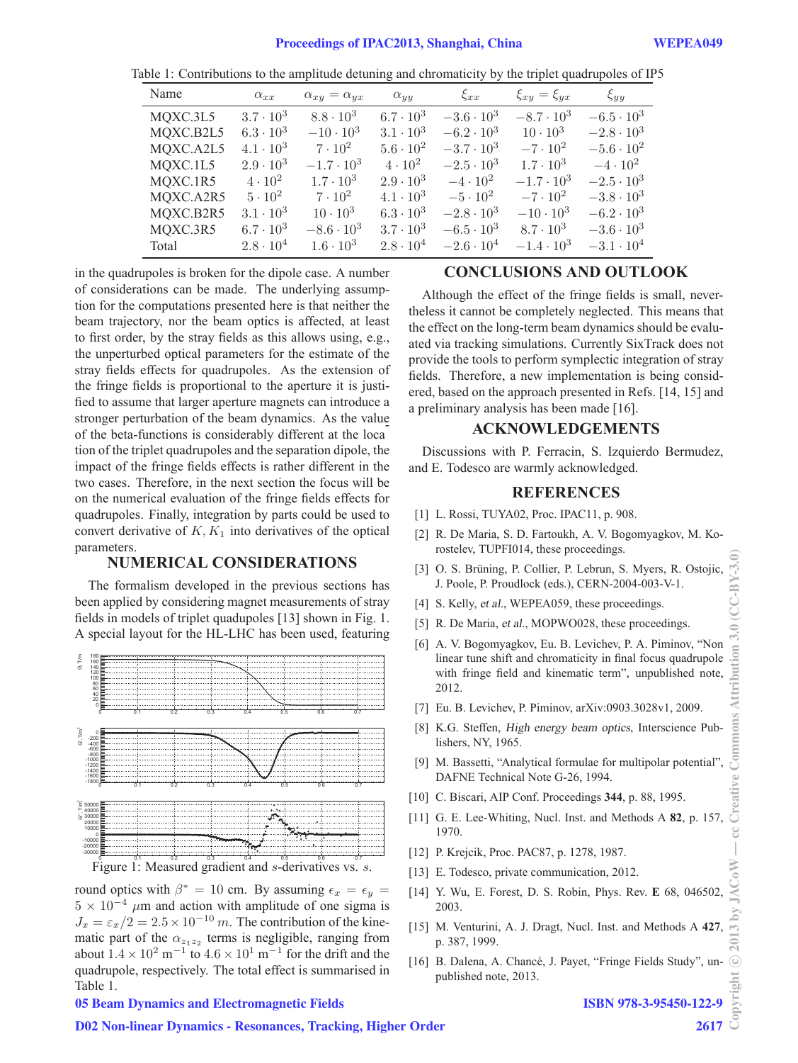Table 1: Contributions to the amplitude detuning and chromaticity by the triplet quadrupoles of IP5

| Name | $\alpha_{xx}$ | $\alpha_{xy} = \alpha_{yx}$ | $\alpha_{yy}$ | $\xi_{xx}$ | $\xi_{xy} = \xi_{yx}$ | $\xi_{yy}$ |
|---|---|---|---|---|---|---|
| MQXC.3L5 | $3.7 \cdot 10^3$ | $8.8 \cdot 10^3$ | $6.7 \cdot 10^3$ | $-3.6 \cdot 10^3$ | $-8.7 \cdot 10^3$ | $-6.5 \cdot 10^3$ |
| MQXC.B2L5 | $6.3 \cdot 10^3$ | $-10 \cdot 10^3$ | $3.1 \cdot 10^3$ | $-6.2 \cdot 10^3$ | $10 \cdot 10^3$ | $-2.8 \cdot 10^3$ |
| MQXC.A2L5 | $4.1 \cdot 10^3$ | $7 \cdot 10^2$ | $5.6 \cdot 10^2$ | $-3.7 \cdot 10^3$ | $-7 \cdot 10^2$ | $-5.6 \cdot 10^2$ |
| MQXC.1L5 | $2.9 \cdot 10^3$ | $-1.7 \cdot 10^3$ | $4 \cdot 10^2$ | $-2.5 \cdot 10^3$ | $1.7 \cdot 10^3$ | $-4 \cdot 10^2$ |
| MQXC.1R5 | $4 \cdot 10^2$ | $1.7 \cdot 10^3$ | $2.9 \cdot 10^3$ | $-4 \cdot 10^2$ | $-1.7 \cdot 10^3$ | $-2.5 \cdot 10^3$ |
| MQXC.A2R5 | $5 \cdot 10^2$ | $7 \cdot 10^2$ | $4.1 \cdot 10^3$ | $-5 \cdot 10^2$ | $-7 \cdot 10^2$ | $-3.8 \cdot 10^3$ |
| MQXC.B2R5 | $3.1 \cdot 10^3$ | $10 \cdot 10^3$ | $6.3 \cdot 10^3$ | $-2.8 \cdot 10^3$ | $-10 \cdot 10^3$ | $-6.2 \cdot 10^3$ |
| MQXC.3R5 | $6.7 \cdot 10^3$ | $-8.6 \cdot 10^3$ | $3.7 \cdot 10^3$ | $-6.5 \cdot 10^3$ | $8.7 \cdot 10^3$ | $-3.6 \cdot 10^3$ |
| Total | $2.8 \cdot 10^4$ | $1.6 \cdot 10^3$ | $2.8 \cdot 10^4$ | $-2.6 \cdot 10^4$ | $-1.4 \cdot 10^3$ | $-3.1 \cdot 10^4$ |

in the quadrupoles is broken for the dipole case. A number of considerations can be made. The underlying assumption for the computations presented here is that neither the beam trajectory, nor the beam optics is affected, at least to first order, by the stray fields as this allows using, e.g., the unperturbed optical parameters for the estimate of the stray fields effects for quadrupoles. As the extension of the fringe fields is proportional to the aperture it is justified to assume that larger aperture magnets can introduce a stronger perturbation of the beam dynamics. As the value of the beta-functions is considerably different at the location of the triplet quadrupoles and the separation dipole, the impact of the fringe fields effects is rather different in the two cases. Therefore, in the next section the focus will be on the numerical evaluation of the fringe fields effects for quadrupoles. Finally, integration by parts could be used to convert derivative of $K, K_1$ into derivatives of the optical parameters.

## NUMERICAL CONSIDERATIONS

The formalism developed in the previous sections has been applied by considering magnet measurements of stray fields in models of triplet quadupoles [13] shown in Fig. 1. A special layout for the HL-LHC has been used, featuring

G, T/m
180 160 140 120 100 80 60 40 20 0
0 0.1 0.2 0.3 0.4 0.5 0.6 0.7

G', T/m²
0 -200 -400 -600 -800 -1000 -1200 -1400 -1600 -1800
0 0.1 0.2 0.3 0.4 0.5 0.6 0.7

G'', T/m³
50000 40000 30000 20000 10000 0 -10000 -20000 -30000
0 0.1 0.2 0.3 0.4 0.5 0.6 0.7

Figure 1: Measured gradient and $s$-derivatives vs. $s$.

round optics with $\beta^* = 10$ cm. By assuming $\epsilon_x = \epsilon_y = 5 \times 10^{-4}$ $\mu$m and action with amplitude of one sigma is $J_x = \varepsilon_x/2 = 2.5 \times 10^{-10}$ $m$. The contribution of the kinematic part of the $\alpha_{z_1 z_2}$ terms is negligible, ranging from about $1.4 \times 10^2$ m$^{-1}$ to $4.6 \times 10^1$ m$^{-1}$ for the drift and the quadrupole, respectively. The total effect is summarised in Table 1.

## CONCLUSIONS AND OUTLOOK

Although the effect of the fringe fields is small, nevertheless it cannot be completely neglected. This means that the effect on the long-term beam dynamics should be evaluated via tracking simulations. Currently SixTrack does not provide the tools to perform symplectic integration of stray fields. Therefore, a new implementation is being considered, based on the approach presented in Refs. [14, 15] and a preliminary analysis has been made [16].

## ACKNOWLEDGEMENTS

Discussions with P. Ferracin, S. Izquierdo Bermudez, and E. Todesco are warmly acknowledged.

## REFERENCES

[1] L. Rossi, TUYA02, Proc. IPAC11, p. 908.

[2] R. De Maria, S. D. Fartoukh, A. V. Bogomyagkov, M. Korostelev, TUPFI014, these proceedings.

[3] O. S. Brüning, P. Collier, P. Lebrun, S. Myers, R. Ostojic, J. Poole, P. Proudlock (eds.), CERN-2004-003-V-1.

[4] S. Kelly, *et al.*, WEPEA059, these proceedings.

[5] R. De Maria, *et al.*, MOPWO028, these proceedings.

[6] A. V. Bogomyagkov, Eu. B. Levichev, P. A. Piminov, "Non linear tune shift and chromaticity in final focus quadrupole with fringe field and kinematic term", unpublished note, 2012.

[7] Eu. B. Levichev, P. Piminov, arXiv:0903.3028v1, 2009.

[8] K.G. Steffen, *High energy beam optics*, Interscience Publishers, NY, 1965.

[9] M. Bassetti, "Analytical formulae for multipolar potential", DAFNE Technical Note G-26, 1994.

[10] C. Biscari, AIP Conf. Proceedings **344**, p. 88, 1995.

[11] G. E. Lee-Whiting, Nucl. Inst. and Methods A **82**, p. 157, 1970.

[12] P. Krejcik, Proc. PAC87, p. 1278, 1987.

[13] E. Todesco, private communication, 2012.

[14] Y. Wu, E. Forest, D. S. Robin, Phys. Rev. **E** 68, 046502, 2003.

[15] M. Venturini, A. J. Dragt, Nucl. Inst. and Methods A **427**, p. 387, 1999.

[16] B. Dalena, A. Chancé, J. Payet, "Fringe Fields Study", unpublished note, 2013.